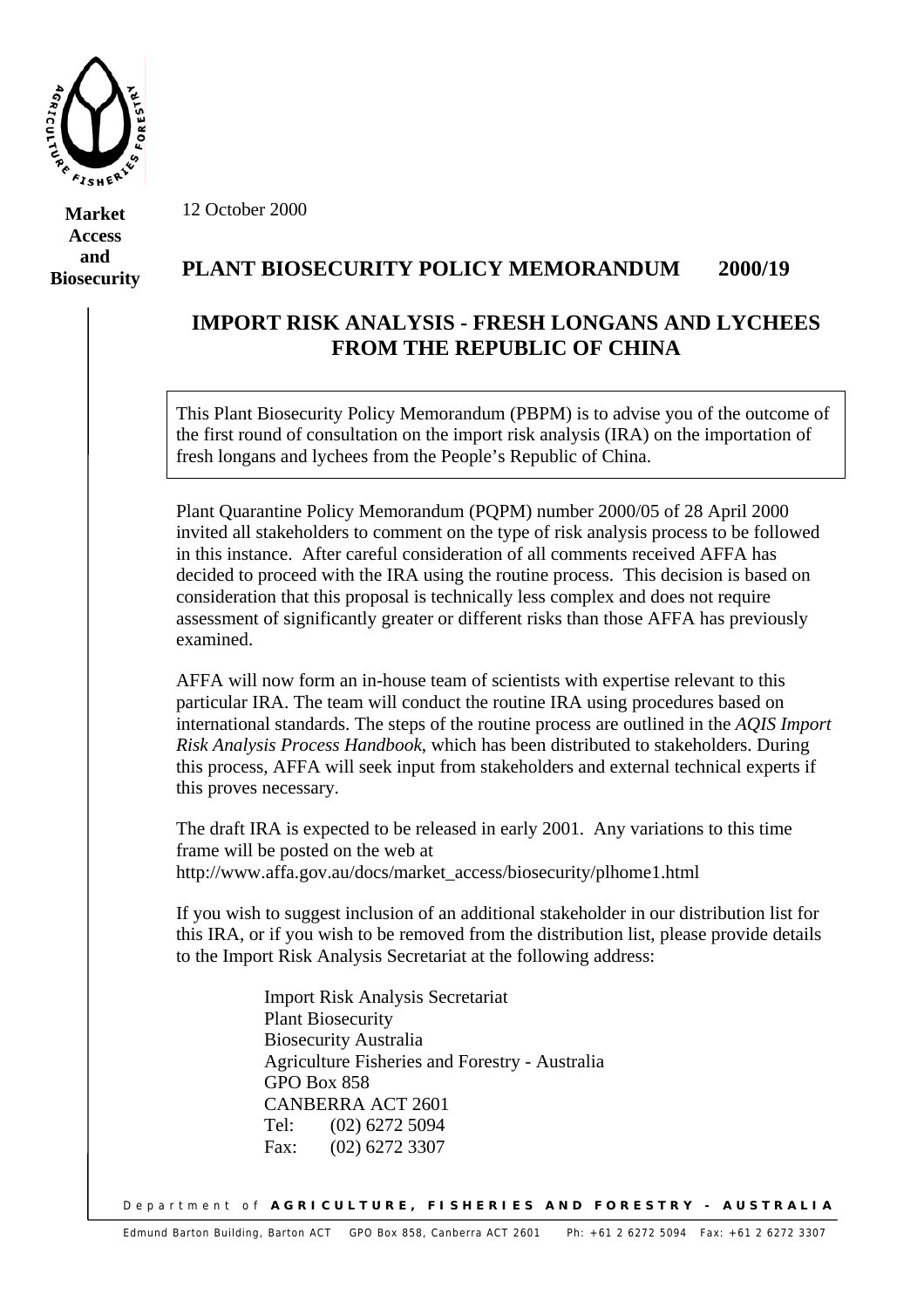**Market Access and Biosecurity**

12 October 2000

# PLANT BIOSECURITY POLICY MEMORANDUM 2000/19

## IMPORT RISK ANALYSIS - FRESH LONGANS AND LYCHEES FROM THE REPUBLIC OF CHINA

This Plant Biosecurity Policy Memorandum (PBPM) is to advise you of the outcome of the first round of consultation on the import risk analysis (IRA) on the importation of fresh longans and lychees from the People's Republic of China.

Plant Quarantine Policy Memorandum (PQPM) number 2000/05 of 28 April 2000 invited all stakeholders to comment on the type of risk analysis process to be followed in this instance. After careful consideration of all comments received AFFA has decided to proceed with the IRA using the routine process. This decision is based on consideration that this proposal is technically less complex and does not require assessment of significantly greater or different risks than those AFFA has previously examined.

AFFA will now form an in-house team of scientists with expertise relevant to this particular IRA. The team will conduct the routine IRA using procedures based on international standards. The steps of the routine process are outlined in the *AQIS Import Risk Analysis Process Handbook*, which has been distributed to stakeholders. During this process, AFFA will seek input from stakeholders and external technical experts if this proves necessary.

The draft IRA is expected to be released in early 2001. Any variations to this time frame will be posted on the web at http://www.affa.gov.au/docs/market_access/biosecurity/plhome1.html

If you wish to suggest inclusion of an additional stakeholder in our distribution list for this IRA, or if you wish to be removed from the distribution list, please provide details to the Import Risk Analysis Secretariat at the following address:

Import Risk Analysis Secretariat
Plant Biosecurity
Biosecurity Australia
Agriculture Fisheries and Forestry - Australia
GPO Box 858
CANBERRA ACT 2601
Tel: (02) 6272 5094
Fax: (02) 6272 3307

Department of **AGRICULTURE, FISHERIES AND FORESTRY - AUSTRALIA**

Edmund Barton Building, Barton ACT GPO Box 858, Canberra ACT 2601 Ph: +61 2 6272 5094 Fax: +61 2 6272 3307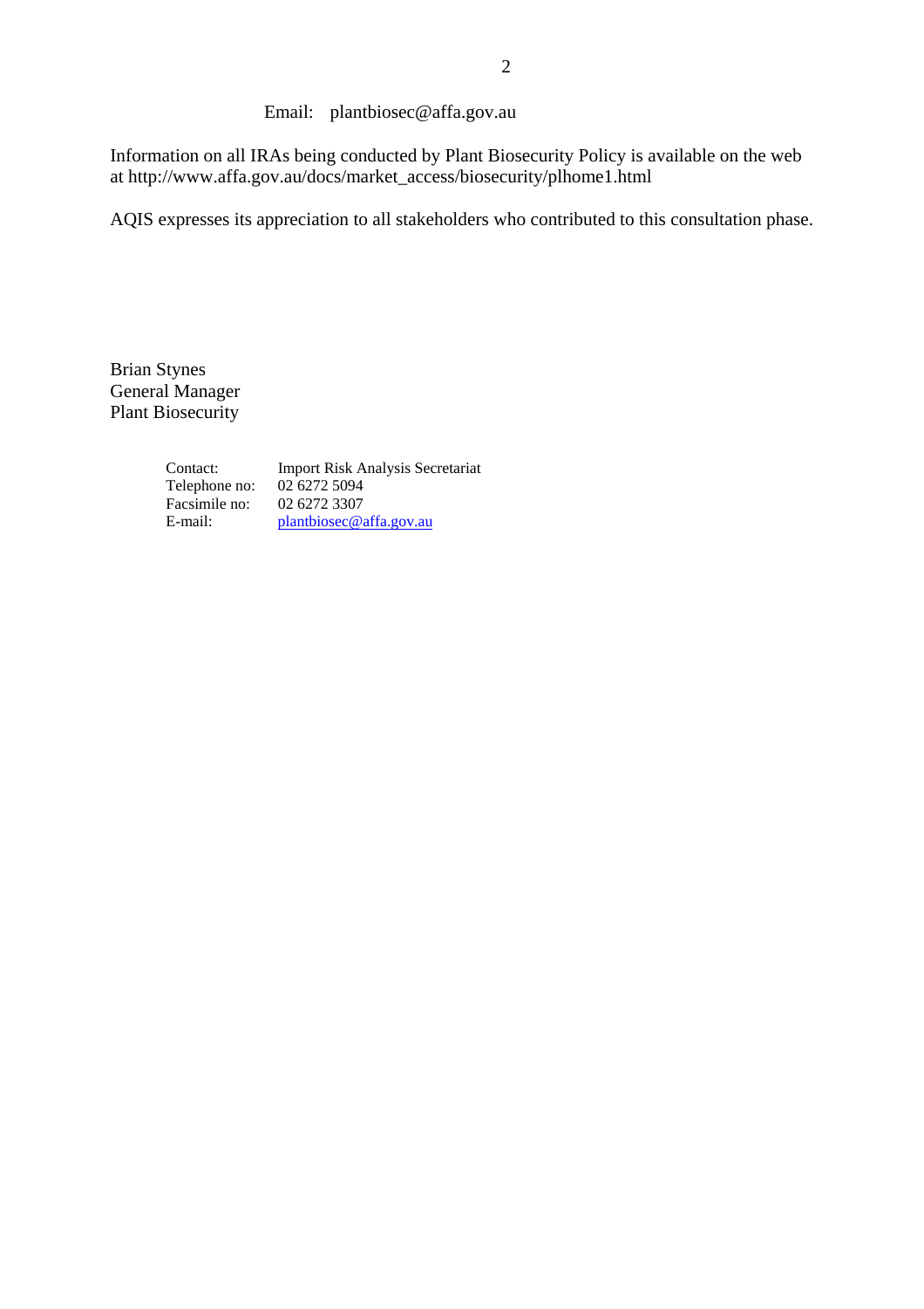Email: plantbiosec@affa.gov.au

Information on all IRAs being conducted by Plant Biosecurity Policy is available on the web at http://www.affa.gov.au/docs/market_access/biosecurity/plhome1.html

AQIS expresses its appreciation to all stakeholders who contributed to this consultation phase.

Brian Stynes  
General Manager  
Plant Biosecurity

| | |
|---|---|
| Contact: | Import Risk Analysis Secretariat |
| Telephone no: | 02 6272 5094 |
| Facsimile no: | 02 6272 3307 |
| E-mail: | plantbiosec@affa.gov.au |